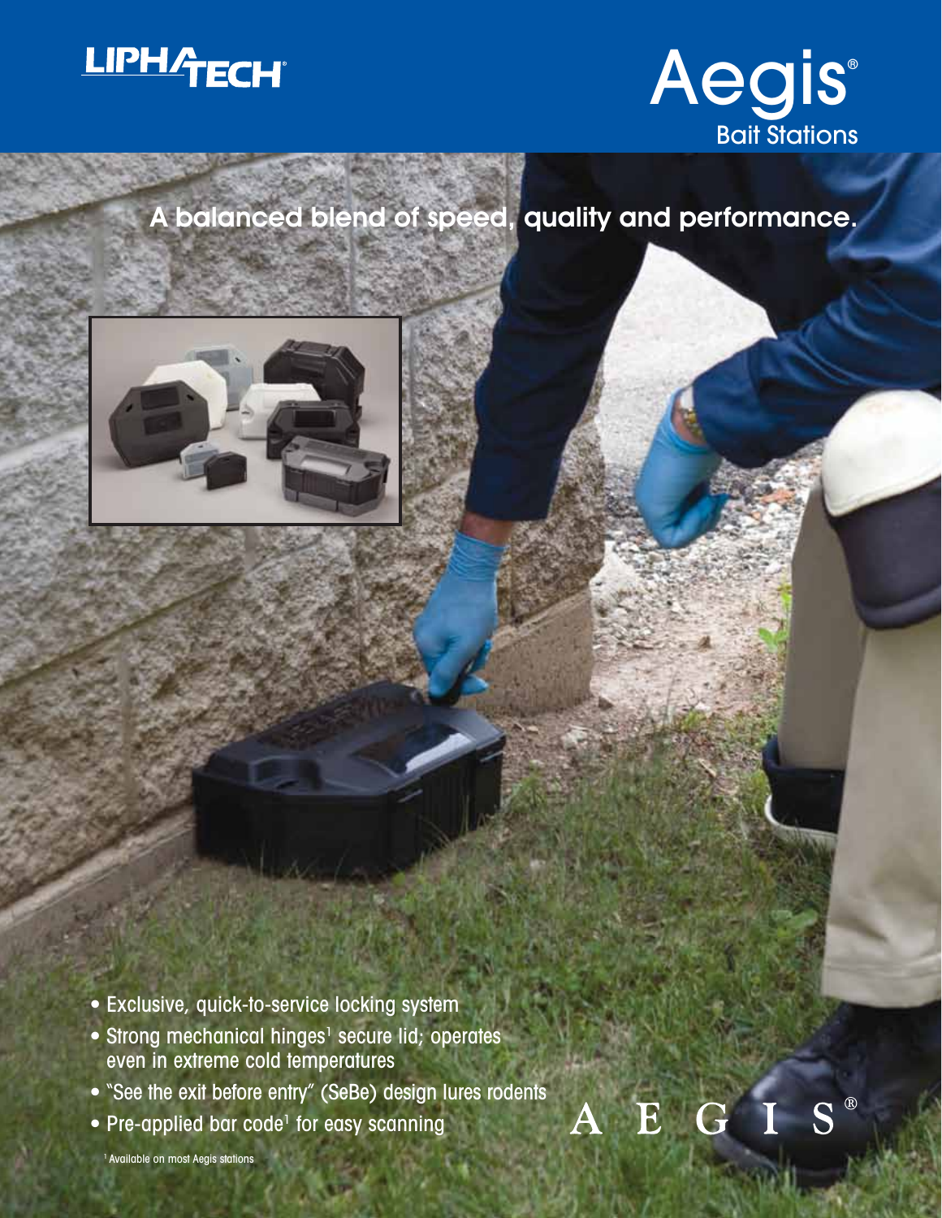LIPHATECH®

# Aegis®

## Bait Stations

### A balanced blend of speed, quality and performance.

- Exclusive, quick-to-service locking system
- Strong mechanical hinges[1] secure lid; operates even in extreme cold temperatures
- "See the exit before entry" (SeBe) design lures rodents
- Pre-applied bar code[1] for easy scanning

AEGIS®

[1] Available on most Aegis stations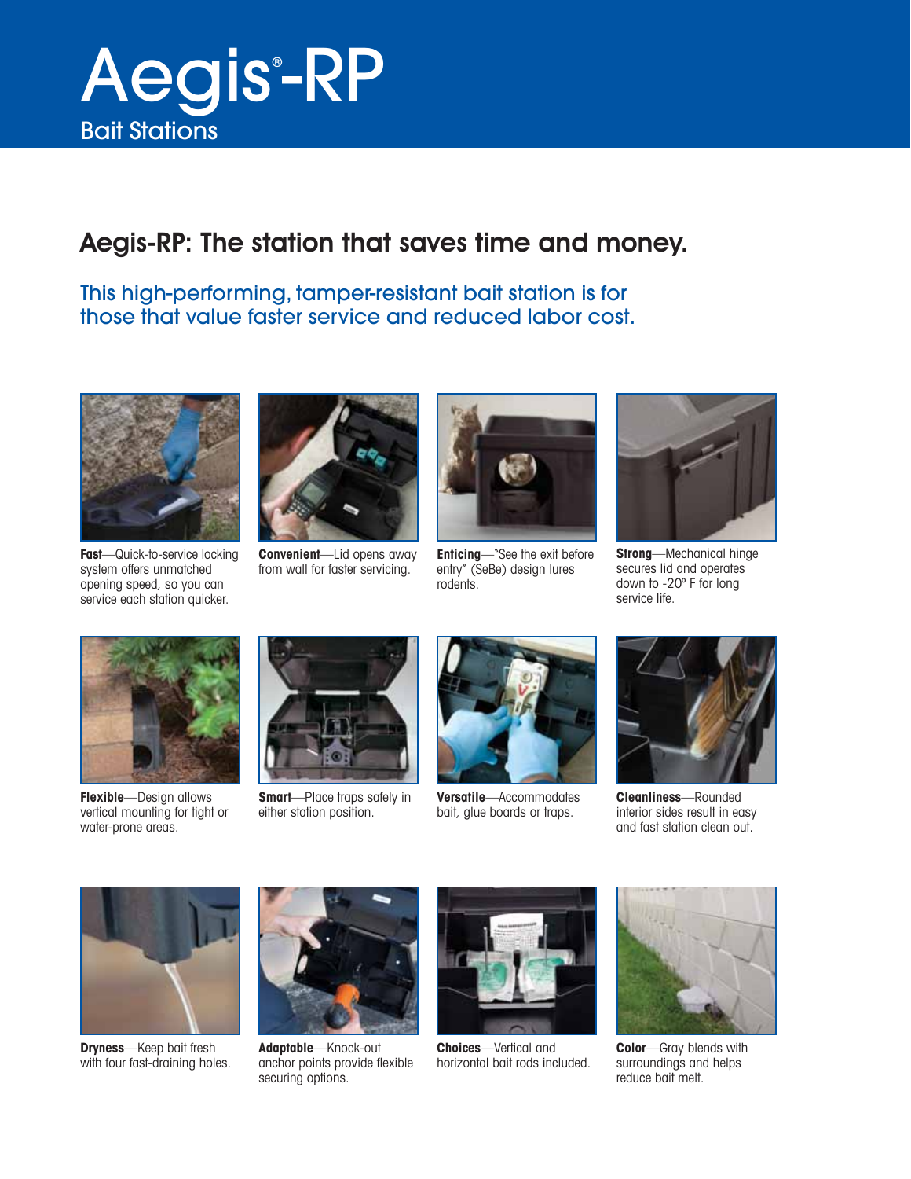# Aegis®-RP

Bait Stations

## Aegis-RP: The station that saves time and money.

This high-performing, tamper-resistant bait station is for those that value faster service and reduced labor cost.

**Fast**—Quick-to-service locking system offers unmatched opening speed, so you can service each station quicker.

**Convenient**—Lid opens away from wall for faster servicing.

**Enticing**—"See the exit before entry" (SeBe) design lures rodents.

**Strong**—Mechanical hinge secures lid and operates down to -20° F for long service life.

**Flexible**—Design allows vertical mounting for tight or water-prone areas.

**Smart**—Place traps safely in either station position.

**Versatile**—Accommodates bait, glue boards or traps.

**Cleanliness**—Rounded interior sides result in easy and fast station clean out.

**Dryness**—Keep bait fresh with four fast-draining holes.

**Adaptable**—Knock-out anchor points provide flexible securing options.

**Choices**—Vertical and horizontal bait rods included.

**Color**—Gray blends with surroundings and helps reduce bait melt.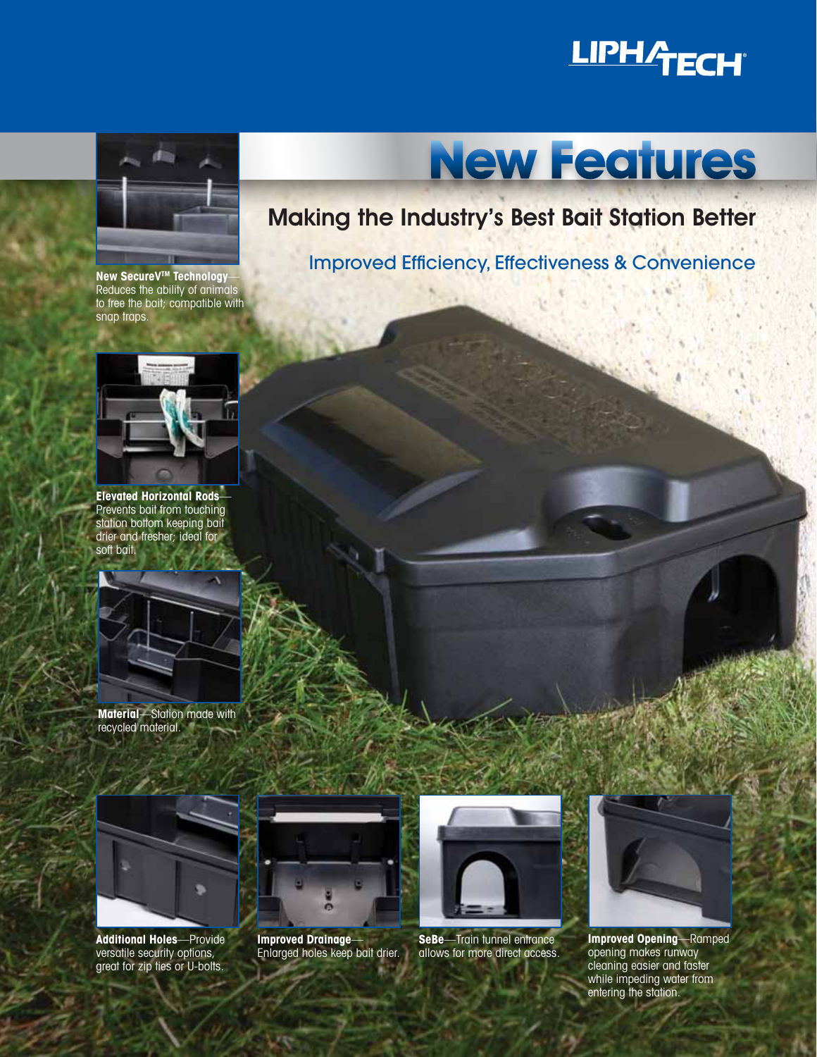LIPHATECH

# New Features

## Making the Industry's Best Bait Station Better

### Improved Efficiency, Effectiveness & Convenience

**New SecureV™ Technology**—Reduces the ability of animals to free the bait; compatible with snap traps.

**Elevated Horizontal Rods**—Prevents bait from touching station bottom keeping bait drier and fresher; ideal for soft bait.

**Material**—Station made with recycled material.

**Additional Holes**—Provide versatile security options, great for zip ties or U-bolts.

**Improved Drainage**—Enlarged holes keep bait drier.

**SeBe**—Train tunnel entrance allows for more direct access.

**Improved Opening**—Ramped opening makes runway cleaning easier and faster while impeding water from entering the station.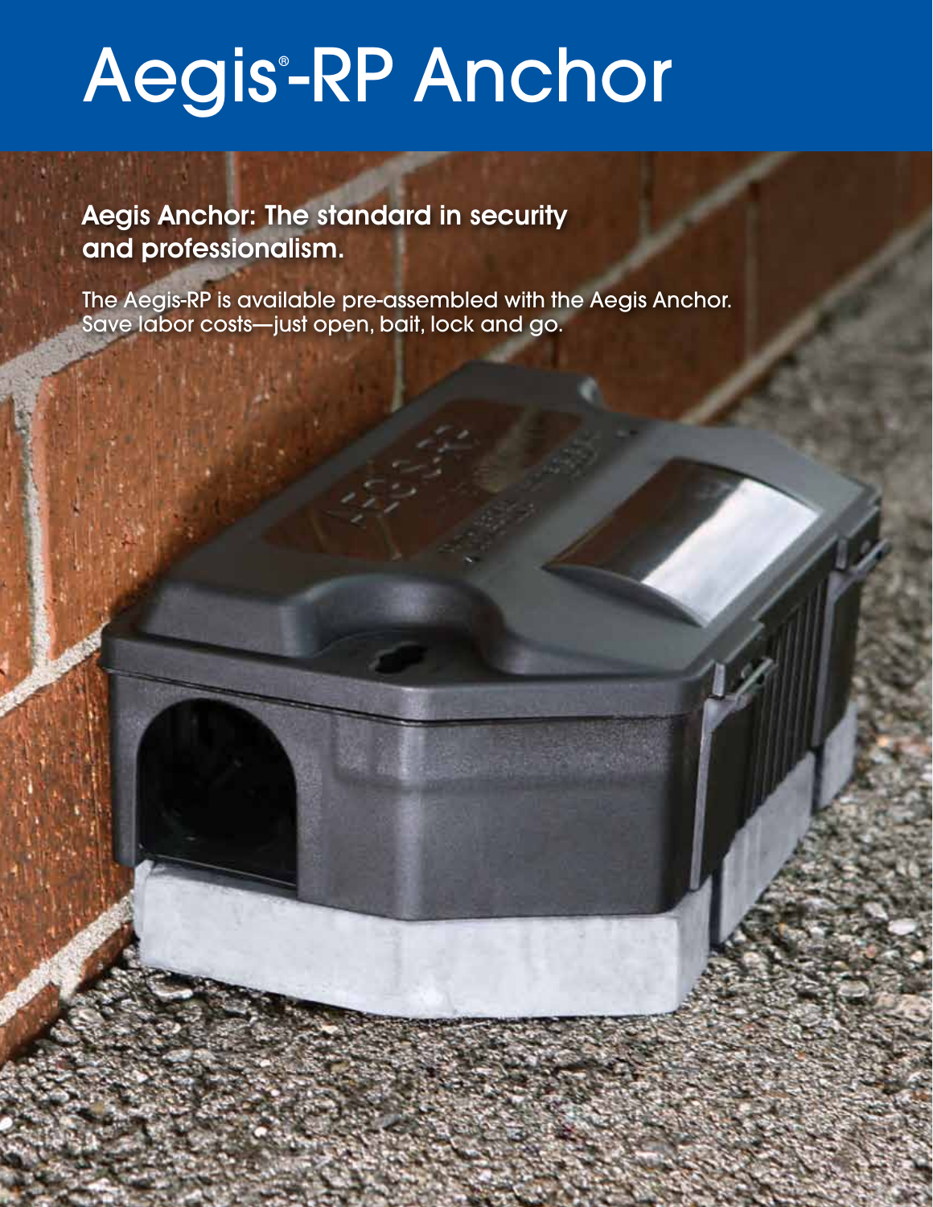# Aegis®-RP Anchor

## Aegis Anchor: The standard in security and professionalism.

The Aegis-RP is available pre-assembled with the Aegis Anchor. Save labor costs—just open, bait, lock and go.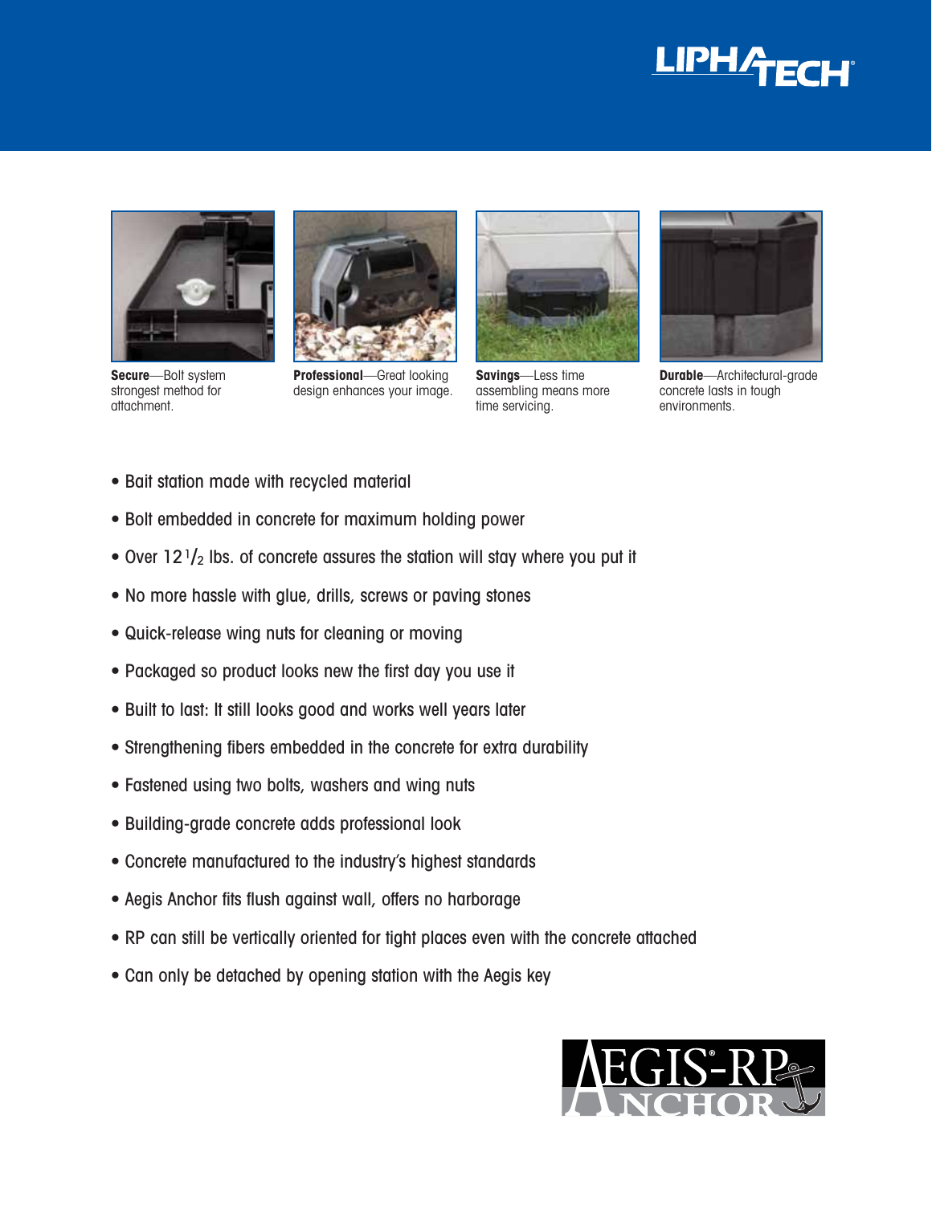**Secure**—Bolt system strongest method for attachment.

**Professional**—Great looking design enhances your image.

**Savings**—Less time assembling means more time servicing.

**Durable**—Architectural-grade concrete lasts in tough environments.

- Bait station made with recycled material
- Bolt embedded in concrete for maximum holding power
- Over 12 $^{1}/_{2}$ lbs. of concrete assures the station will stay where you put it
- No more hassle with glue, drills, screws or paving stones
- Quick-release wing nuts for cleaning or moving
- Packaged so product looks new the first day you use it
- Built to last: It still looks good and works well years later
- Strengthening fibers embedded in the concrete for extra durability
- Fastened using two bolts, washers and wing nuts
- Building-grade concrete adds professional look
- Concrete manufactured to the industry's highest standards
- Aegis Anchor fits flush against wall, offers no harborage
- RP can still be vertically oriented for tight places even with the concrete attached
- Can only be detached by opening station with the Aegis key

AEGIS®-RP ANCHOR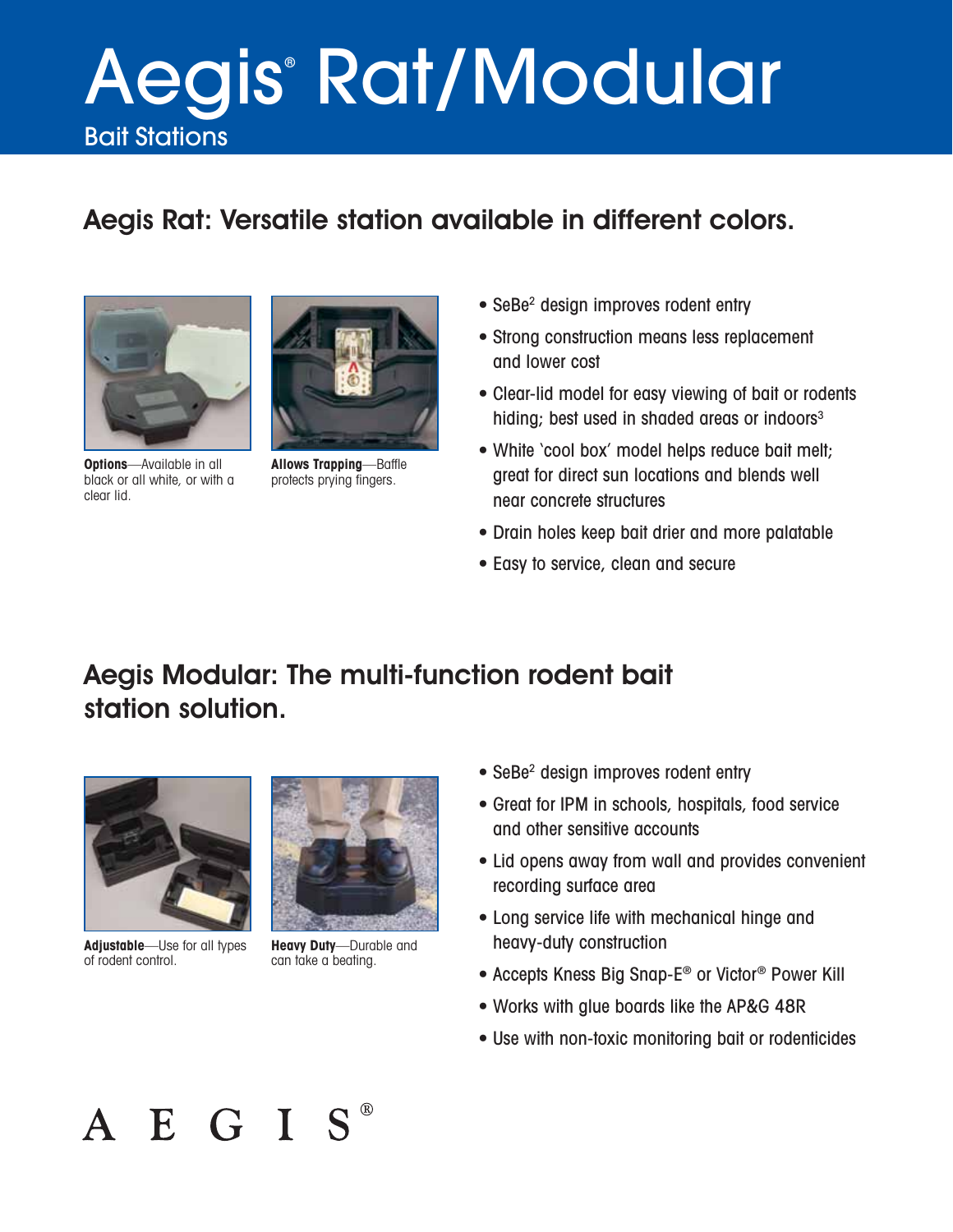# Aegis® Rat/Modular

Bait Stations

## Aegis Rat: Versatile station available in different colors.

**Options**—Available in all black or all white, or with a clear lid.

**Allows Trapping**—Baffle protects prying fingers.

- SeBe[2] design improves rodent entry
- Strong construction means less replacement and lower cost
- Clear-lid model for easy viewing of bait or rodents hiding; best used in shaded areas or indoors[3]
- White 'cool box' model helps reduce bait melt; great for direct sun locations and blends well near concrete structures
- Drain holes keep bait drier and more palatable
- Easy to service, clean and secure

## Aegis Modular: The multi-function rodent bait station solution.

**Adjustable**—Use for all types of rodent control.

**Heavy Duty**—Durable and can take a beating.

- SeBe[2] design improves rodent entry
- Great for IPM in schools, hospitals, food service and other sensitive accounts
- Lid opens away from wall and provides convenient recording surface area
- Long service life with mechanical hinge and heavy-duty construction
- Accepts Kness Big Snap-E® or Victor® Power Kill
- Works with glue boards like the AP&G 48R
- Use with non-toxic monitoring bait or rodenticides

AEGIS®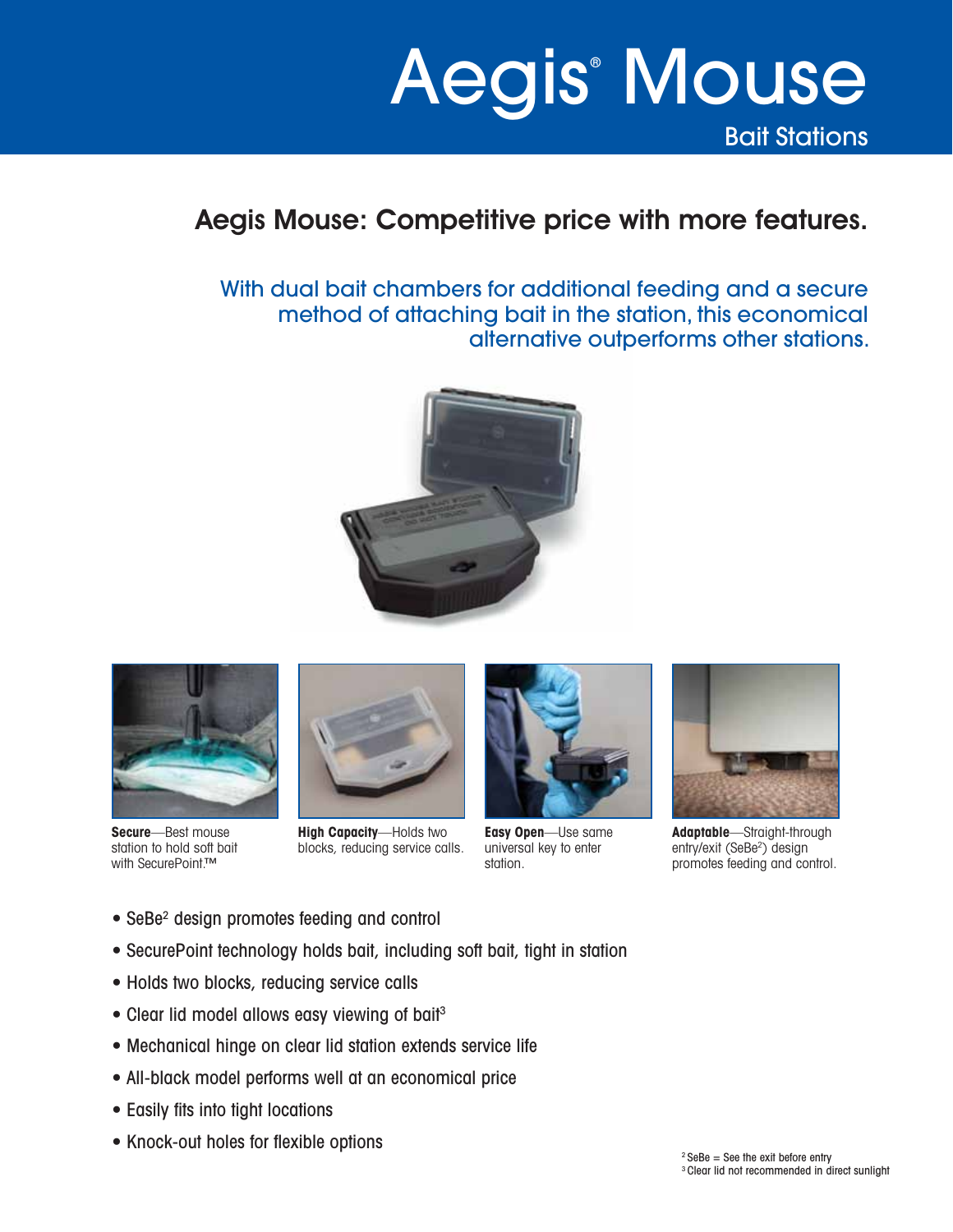# Aegis® Mouse

Bait Stations

## Aegis Mouse: Competitive price with more features.

With dual bait chambers for additional feeding and a secure method of attaching bait in the station, this economical alternative outperforms other stations.

**Secure**—Best mouse station to hold soft bait with SecurePoint.™

**High Capacity**—Holds two blocks, reducing service calls.

**Easy Open**—Use same universal key to enter station.

**Adaptable**—Straight-through entry/exit (SeBe[2]) design promotes feeding and control.

- SeBe[2] design promotes feeding and control
- SecurePoint technology holds bait, including soft bait, tight in station
- Holds two blocks, reducing service calls
- Clear lid model allows easy viewing of bait[3]
- Mechanical hinge on clear lid station extends service life
- All-black model performs well at an economical price
- Easily fits into tight locations
- Knock-out holes for flexible options

[2] SeBe = See the exit before entry
[3] Clear lid not recommended in direct sunlight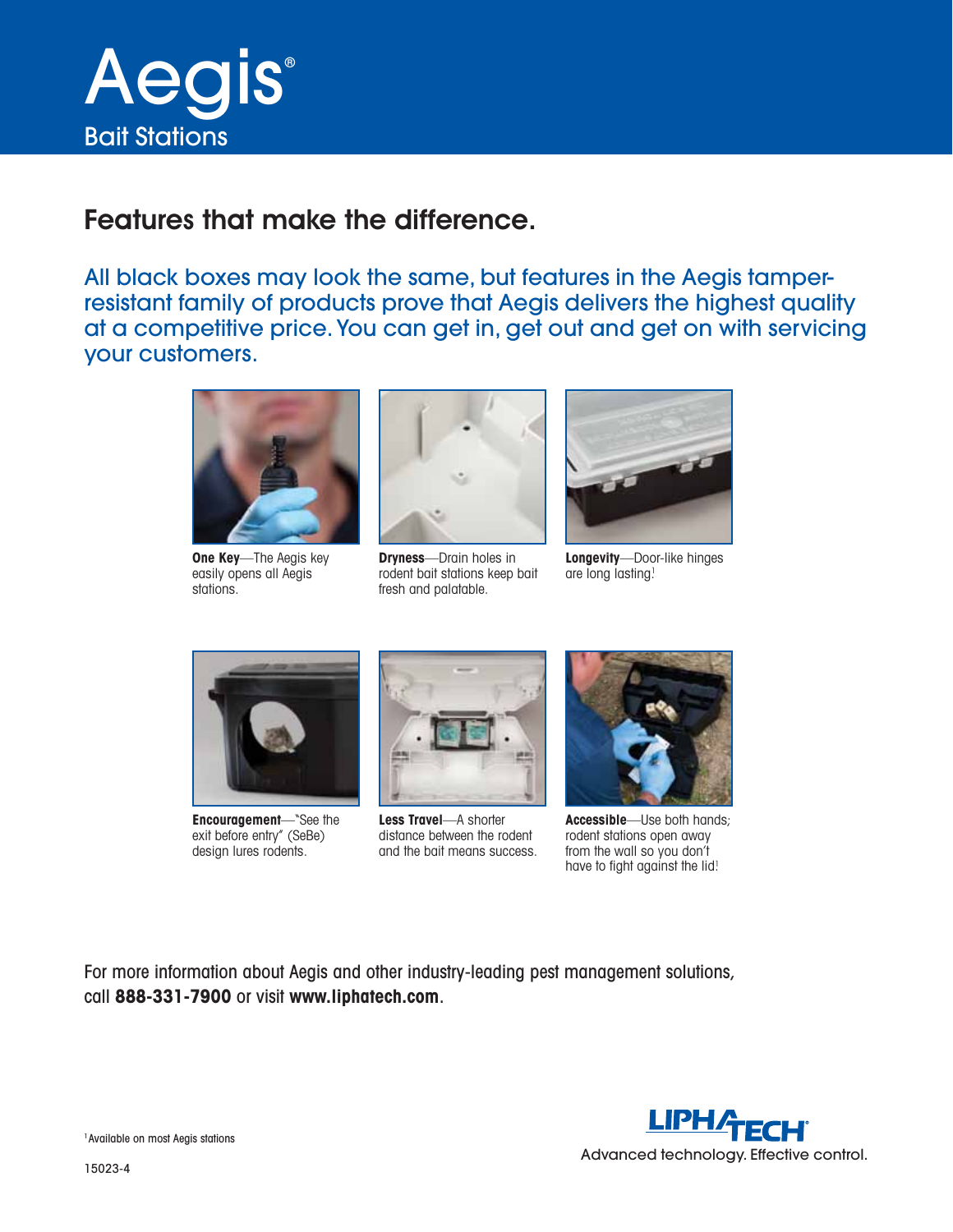# Aegis®

Bait Stations

## Features that make the difference.

All black boxes may look the same, but features in the Aegis tamper-resistant family of products prove that Aegis delivers the highest quality at a competitive price. You can get in, get out and get on with servicing your customers.

**One Key**—The Aegis key easily opens all Aegis stations.

**Dryness**—Drain holes in rodent bait stations keep bait fresh and palatable.

**Longevity**—Door-like hinges are long lasting![1]

**Encouragement**—"See the exit before entry" (SeBe) design lures rodents.

**Less Travel**—A shorter distance between the rodent and the bait means success.

**Accessible**—Use both hands; rodent stations open away from the wall so you don't have to fight against the lid!

For more information about Aegis and other industry-leading pest management solutions, call **888-331-7900** or visit **www.liphatech.com**.

[1] Available on most Aegis stations

15023-4

LIPHATECH®

Advanced technology. Effective control.